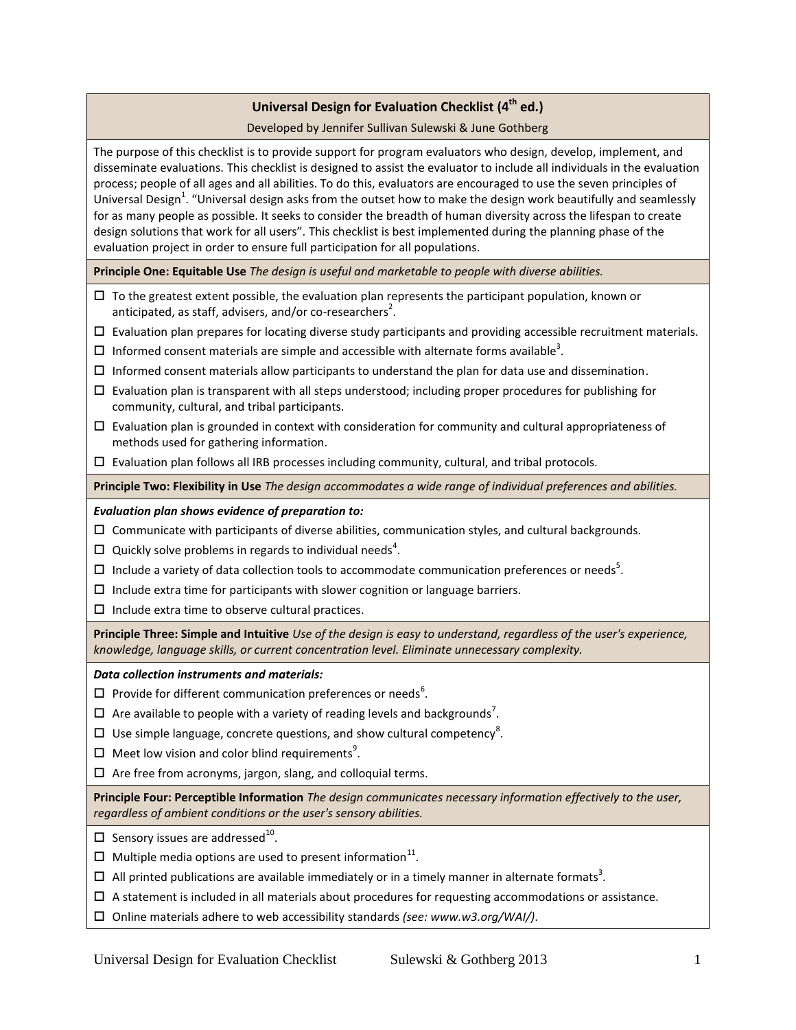# Universal Design for Evaluation Checklist (4th ed.)

Developed by Jennifer Sullivan Sulewski & June Gothberg

The purpose of this checklist is to provide support for program evaluators who design, develop, implement, and disseminate evaluations. This checklist is designed to assist the evaluator to include all individuals in the evaluation process; people of all ages and all abilities. To do this, evaluators are encouraged to use the seven principles of Universal Design[1]. "Universal design asks from the outset how to make the design work beautifully and seamlessly for as many people as possible. It seeks to consider the breadth of human diversity across the lifespan to create design solutions that work for all users". This checklist is best implemented during the planning phase of the evaluation project in order to ensure full participation for all populations.

## Principle One: Equitable Use *The design is useful and marketable to people with diverse abilities.*

- ☐ To the greatest extent possible, the evaluation plan represents the participant population, known or anticipated, as staff, advisers, and/or co-researchers[2].
- ☐ Evaluation plan prepares for locating diverse study participants and providing accessible recruitment materials.
- ☐ Informed consent materials are simple and accessible with alternate forms available[3].
- ☐ Informed consent materials allow participants to understand the plan for data use and dissemination.
- ☐ Evaluation plan is transparent with all steps understood; including proper procedures for publishing for community, cultural, and tribal participants.
- ☐ Evaluation plan is grounded in context with consideration for community and cultural appropriateness of methods used for gathering information.
- ☐ Evaluation plan follows all IRB processes including community, cultural, and tribal protocols.

## Principle Two: Flexibility in Use *The design accommodates a wide range of individual preferences and abilities.*

***Evaluation plan shows evidence of preparation to:***

- ☐ Communicate with participants of diverse abilities, communication styles, and cultural backgrounds.
- ☐ Quickly solve problems in regards to individual needs[4].
- ☐ Include a variety of data collection tools to accommodate communication preferences or needs[5].
- ☐ Include extra time for participants with slower cognition or language barriers.
- ☐ Include extra time to observe cultural practices.

## Principle Three: Simple and Intuitive *Use of the design is easy to understand, regardless of the user's experience, knowledge, language skills, or current concentration level. Eliminate unnecessary complexity.*

***Data collection instruments and materials:***

- ☐ Provide for different communication preferences or needs[6].
- ☐ Are available to people with a variety of reading levels and backgrounds[7].
- ☐ Use simple language, concrete questions, and show cultural competency[8].
- ☐ Meet low vision and color blind requirements[9].
- ☐ Are free from acronyms, jargon, slang, and colloquial terms.

## Principle Four: Perceptible Information *The design communicates necessary information effectively to the user, regardless of ambient conditions or the user's sensory abilities.*

- ☐ Sensory issues are addressed[10].
- ☐ Multiple media options are used to present information[11].
- ☐ All printed publications are available immediately or in a timely manner in alternate formats[3].
- ☐ A statement is included in all materials about procedures for requesting accommodations or assistance.
- ☐ Online materials adhere to web accessibility standards *(see: www.w3.org/WAI/)*.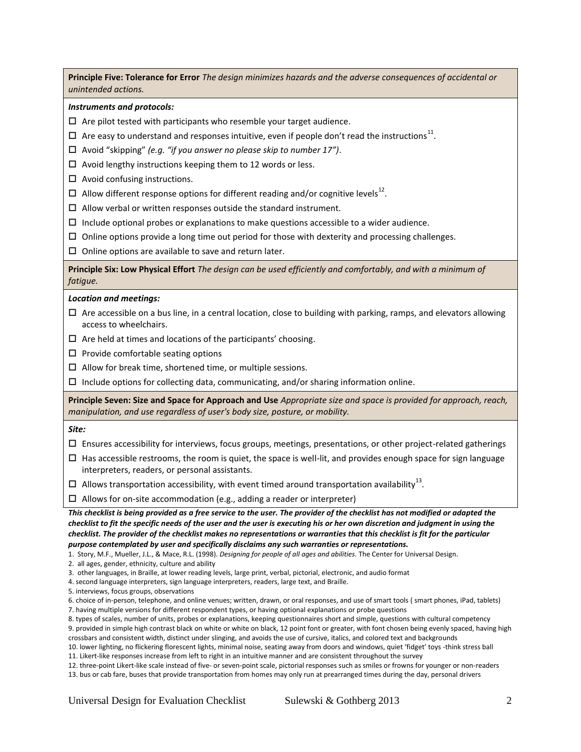**Principle Five: Tolerance for Error** *The design minimizes hazards and the adverse consequences of accidental or unintended actions.*

***Instruments and protocols:***

- ☐ Are pilot tested with participants who resemble your target audience.
- ☐ Are easy to understand and responses intuitive, even if people don't read the instructions[11].
- ☐ Avoid "skipping" *(e.g. "if you answer no please skip to number 17")*.
- ☐ Avoid lengthy instructions keeping them to 12 words or less.
- ☐ Avoid confusing instructions.
- ☐ Allow different response options for different reading and/or cognitive levels[12].
- ☐ Allow verbal or written responses outside the standard instrument.
- ☐ Include optional probes or explanations to make questions accessible to a wider audience.
- ☐ Online options provide a long time out period for those with dexterity and processing challenges.
- ☐ Online options are available to save and return later.

**Principle Six: Low Physical Effort** *The design can be used efficiently and comfortably, and with a minimum of fatigue.*

***Location and meetings:***

- ☐ Are accessible on a bus line, in a central location, close to building with parking, ramps, and elevators allowing access to wheelchairs.
- ☐ Are held at times and locations of the participants' choosing.
- ☐ Provide comfortable seating options
- ☐ Allow for break time, shortened time, or multiple sessions.
- ☐ Include options for collecting data, communicating, and/or sharing information online.

**Principle Seven: Size and Space for Approach and Use** *Appropriate size and space is provided for approach, reach, manipulation, and use regardless of user's body size, posture, or mobility.*

***Site:***

- ☐ Ensures accessibility for interviews, focus groups, meetings, presentations, or other project-related gatherings
- ☐ Has accessible restrooms, the room is quiet, the space is well-lit, and provides enough space for sign language interpreters, readers, or personal assistants.
- ☐ Allows transportation accessibility, with event timed around transportation availability[13].
- ☐ Allows for on-site accommodation (e.g., adding a reader or interpreter)

***This checklist is being provided as a free service to the user. The provider of the checklist has not modified or adapted the checklist to fit the specific needs of the user and the user is executing his or her own discretion and judgment in using the checklist. The provider of the checklist makes no representations or warranties that this checklist is fit for the particular purpose contemplated by user and specifically disclaims any such warranties or representations.***

1. Story, M.F., Mueller, J.L., & Mace, R.L. (1998). *Designing for people of all ages and abilities.* The Center for Universal Design.
2. all ages, gender, ethnicity, culture and ability
3. other languages, in Braille, at lower reading levels, large print, verbal, pictorial, electronic, and audio format
4. second language interpreters, sign language interpreters, readers, large text, and Braille.
5. interviews, focus groups, observations
6. choice of in-person, telephone, and online venues; written, drawn, or oral responses, and use of smart tools ( smart phones, iPad, tablets)
7. having multiple versions for different respondent types, or having optional explanations or probe questions
8. types of scales, number of units, probes or explanations, keeping questionnaires short and simple, questions with cultural competency
9. provided in simple high contrast black on white or white on black, 12 point font or greater, with font chosen being evenly spaced, having high crossbars and consistent width, distinct under slinging, and avoids the use of cursive, italics, and colored text and backgrounds
10. lower lighting, no flickering florescent lights, minimal noise, seating away from doors and windows, quiet 'fidget' toys -think stress ball
11. Likert-like responses increase from left to right in an intuitive manner and are consistent throughout the survey
12. three-point Likert-like scale instead of five- or seven-point scale, pictorial responses such as smiles or frowns for younger or non-readers
13. bus or cab fare, buses that provide transportation from homes may only run at prearranged times during the day, personal drivers